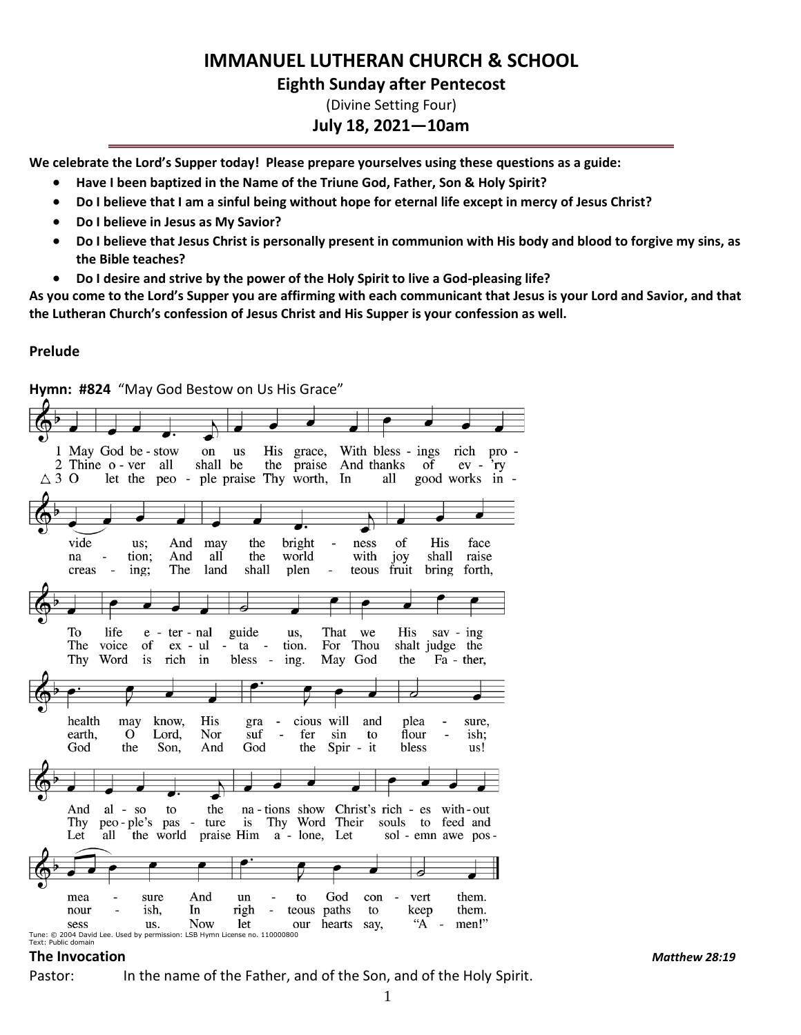# IMMANUEL LUTHERAN CHURCH & SCHOOL

## Eighth Sunday after Pentecost

(Divine Setting Four)

## July 18, 2021—10am

**We celebrate the Lord's Supper today! Please prepare yourselves using these questions as a guide:**

- **Have I been baptized in the Name of the Triune God, Father, Son & Holy Spirit?**
- **Do I believe that I am a sinful being without hope for eternal life except in mercy of Jesus Christ?**
- **Do I believe in Jesus as My Savior?**
- **Do I believe that Jesus Christ is personally present in communion with His body and blood to forgive my sins, as the Bible teaches?**
- **Do I desire and strive by the power of the Holy Spirit to live a God-pleasing life?**

**As you come to the Lord's Supper you are affirming with each communicant that Jesus is your Lord and Savior, and that the Lutheran Church's confession of Jesus Christ and His Supper is your confession as well.**

**Prelude**

**Hymn: #824** "May God Bestow on Us His Grace"

1 May God bestow on us His grace, With blessings rich provide us; And may the brightness of His face To life eternal guide us, That we His saving health may know, His gracious will and pleasure, And also to the nations show Christ's riches without measure And unto God convert them.

2 Thine over all shall be the praise And thanks of ev'ry nation; And all the world with joy shall raise The voice of exultation. For Thou shalt judge the earth, O Lord, Nor suffer sin to flourish; Thy people's pasture is Thy Word Their souls to feed and nourish, In righteous paths to keep them.

△ 3 O let the people praise Thy worth, In all good works increasing; The land shall plenteous fruit bring forth, Thy Word is rich in blessing. May God the Father, God the Son, And God the Spirit bless us! Let all the world praise Him alone, Let solemn awe possess us. Now let our hearts say, "Amen!"

Tune: © 2004 David Lee. Used by permission: LSB Hymn License no. 110000800
Text: Public domain

**The Invocation** *Matthew 28:19*

Pastor: In the name of the Father, and of the Son, and of the Holy Spirit.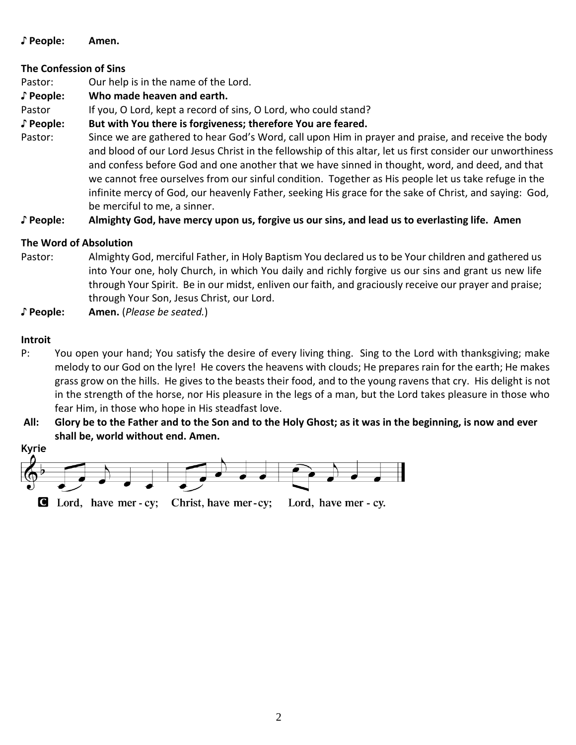**♪ People:** **Amen.**

**The Confession of Sins**

Pastor: Our help is in the name of the Lord.

**♪ People:** **Who made heaven and earth.**

Pastor If you, O Lord, kept a record of sins, O Lord, who could stand?

**♪ People:** **But with You there is forgiveness; therefore You are feared.**

Pastor: Since we are gathered to hear God's Word, call upon Him in prayer and praise, and receive the body and blood of our Lord Jesus Christ in the fellowship of this altar, let us first consider our unworthiness and confess before God and one another that we have sinned in thought, word, and deed, and that we cannot free ourselves from our sinful condition. Together as His people let us take refuge in the infinite mercy of God, our heavenly Father, seeking His grace for the sake of Christ, and saying: God, be merciful to me, a sinner.

**♪ People:** **Almighty God, have mercy upon us, forgive us our sins, and lead us to everlasting life. Amen**

**The Word of Absolution**

Pastor: Almighty God, merciful Father, in Holy Baptism You declared us to be Your children and gathered us into Your one, holy Church, in which You daily and richly forgive us our sins and grant us new life through Your Spirit. Be in our midst, enliven our faith, and graciously receive our prayer and praise; through Your Son, Jesus Christ, our Lord.

**♪ People:** **Amen.** (*Please be seated.*)

**Introit**

P: You open your hand; You satisfy the desire of every living thing. Sing to the Lord with thanksgiving; make melody to our God on the lyre! He covers the heavens with clouds; He prepares rain for the earth; He makes grass grow on the hills. He gives to the beasts their food, and to the young ravens that cry. His delight is not in the strength of the horse, nor His pleasure in the legs of a man, but the Lord takes pleasure in those who fear Him, in those who hope in His steadfast love.

**All:** **Glory be to the Father and to the Son and to the Holy Ghost; as it was in the beginning, is now and ever shall be, world without end. Amen.**

**Kyrie**

C Lord, have mer - cy; Christ, have mer-cy; Lord, have mer - cy.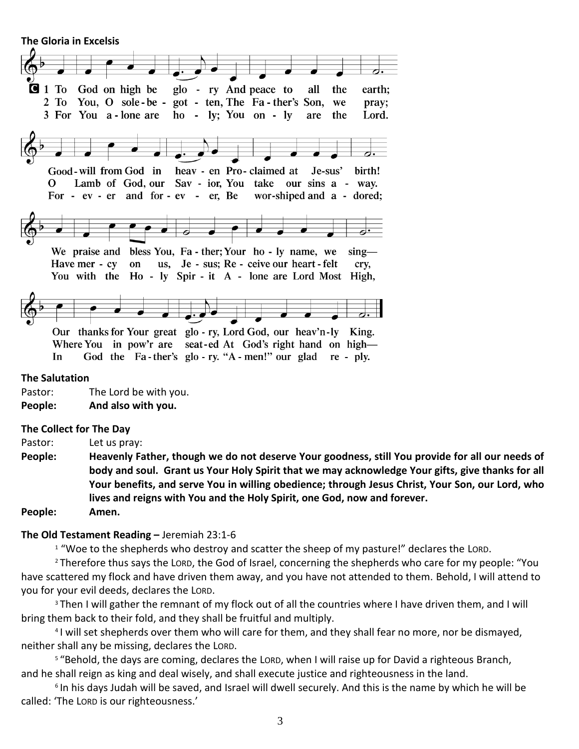**The Gloria in Excelsis**

1 To God on high be glo - ry And peace to all the earth;
Good-will from God in heav - en Pro-claimed at Je-sus' birth!
We praise and bless You, Fa - ther; Your ho - ly name, we sing—
Our thanks for Your great glo - ry, Lord God, our heav'n-ly King.

2 To You, O sole-be - got - ten, The Fa - ther's Son, we pray;
O Lamb of God, our Sav - ior, You take our sins a - way.
Have mer - cy on us, Je - sus; Re - ceive our heart-felt cry,
Where You in pow'r are seat-ed At God's right hand on high—

3 For You a-lone are ho - ly; You on - ly are the Lord.
For - ev - er and for-ev - er, Be wor-shiped and a - dored;
You with the Ho - ly Spir - it A - lone are Lord Most High,
In God the Fa-ther's glo - ry. "A - men!" our glad re - ply.

**The Salutation**

Pastor: The Lord be with you.

**People: And also with you.**

**The Collect for The Day**

Pastor: Let us pray:

**People: Heavenly Father, though we do not deserve Your goodness, still You provide for all our needs of body and soul. Grant us Your Holy Spirit that we may acknowledge Your gifts, give thanks for all Your benefits, and serve You in willing obedience; through Jesus Christ, Your Son, our Lord, who lives and reigns with You and the Holy Spirit, one God, now and forever.**

**People: Amen.**

**The Old Testament Reading –** Jeremiah 23:1-6

[1] "Woe to the shepherds who destroy and scatter the sheep of my pasture!" declares the LORD.

[2] Therefore thus says the LORD, the God of Israel, concerning the shepherds who care for my people: "You have scattered my flock and have driven them away, and you have not attended to them. Behold, I will attend to you for your evil deeds, declares the LORD.

[3] Then I will gather the remnant of my flock out of all the countries where I have driven them, and I will bring them back to their fold, and they shall be fruitful and multiply.

[4] I will set shepherds over them who will care for them, and they shall fear no more, nor be dismayed, neither shall any be missing, declares the LORD.

[5] "Behold, the days are coming, declares the LORD, when I will raise up for David a righteous Branch, and he shall reign as king and deal wisely, and shall execute justice and righteousness in the land.

[6] In his days Judah will be saved, and Israel will dwell securely. And this is the name by which he will be called: 'The LORD is our righteousness.'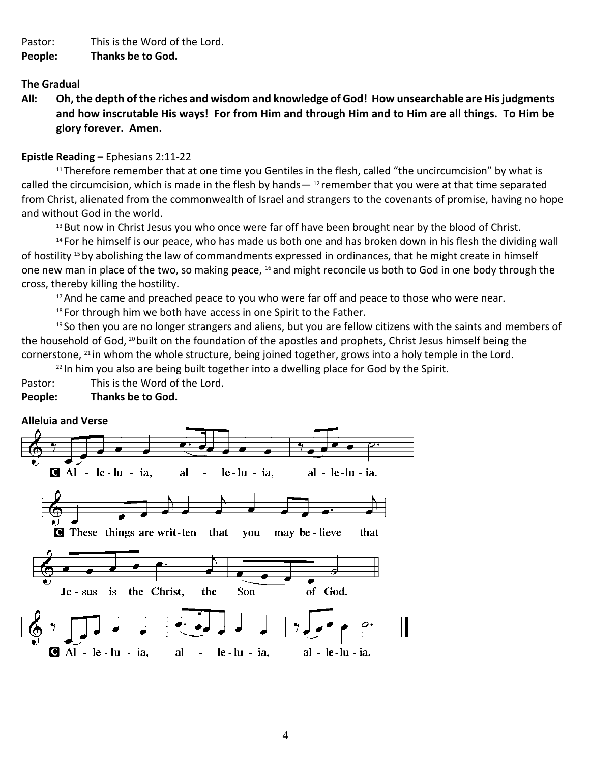Pastor: This is the Word of the Lord.
**People: Thanks be to God.**

**The Gradual**

**All: Oh, the depth of the riches and wisdom and knowledge of God! How unsearchable are His judgments and how inscrutable His ways! For from Him and through Him and to Him are all things. To Him be glory forever. Amen.**

**Epistle Reading –** Ephesians 2:11-22

[11] Therefore remember that at one time you Gentiles in the flesh, called "the uncircumcision" by what is called the circumcision, which is made in the flesh by hands— [12] remember that you were at that time separated from Christ, alienated from the commonwealth of Israel and strangers to the covenants of promise, having no hope and without God in the world.

[13] But now in Christ Jesus you who once were far off have been brought near by the blood of Christ.

[14] For he himself is our peace, who has made us both one and has broken down in his flesh the dividing wall of hostility [15] by abolishing the law of commandments expressed in ordinances, that he might create in himself one new man in place of the two, so making peace, [16] and might reconcile us both to God in one body through the cross, thereby killing the hostility.

[17] And he came and preached peace to you who were far off and peace to those who were near.

[18] For through him we both have access in one Spirit to the Father.

[19] So then you are no longer strangers and aliens, but you are fellow citizens with the saints and members of the household of God, [20] built on the foundation of the apostles and prophets, Christ Jesus himself being the cornerstone, [21] in whom the whole structure, being joined together, grows into a holy temple in the Lord.

[22] In him you also are being built together into a dwelling place for God by the Spirit.

Pastor: This is the Word of the Lord.
**People: Thanks be to God.**

**Alleluia and Verse**

C Al - le - lu - ia, al - le - lu - ia, al - le - lu - ia.

C These things are writ - ten that you may be - lieve that Je - sus is the Christ, the Son of God.

C Al - le - lu - ia, al - le - lu - ia, al - le - lu - ia.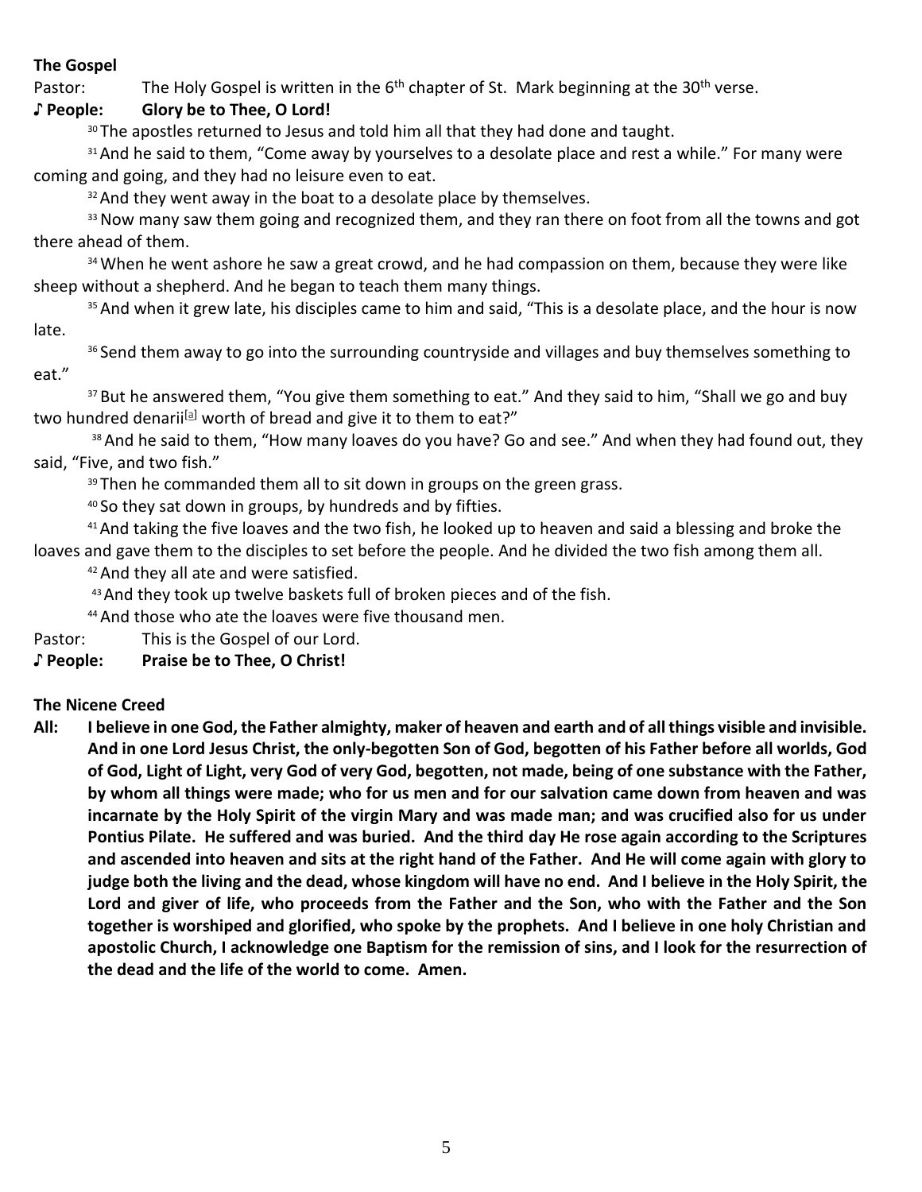**The Gospel**

Pastor: The Holy Gospel is written in the 6th chapter of St. Mark beginning at the 30th verse.

♪ **People: Glory be to Thee, O Lord!**

30 The apostles returned to Jesus and told him all that they had done and taught.

31 And he said to them, "Come away by yourselves to a desolate place and rest a while." For many were coming and going, and they had no leisure even to eat.

32 And they went away in the boat to a desolate place by themselves.

33 Now many saw them going and recognized them, and they ran there on foot from all the towns and got there ahead of them.

34 When he went ashore he saw a great crowd, and he had compassion on them, because they were like sheep without a shepherd. And he began to teach them many things.

35 And when it grew late, his disciples came to him and said, "This is a desolate place, and the hour is now late.

36 Send them away to go into the surrounding countryside and villages and buy themselves something to eat."

37 But he answered them, "You give them something to eat." And they said to him, "Shall we go and buy two hundred denarii[a] worth of bread and give it to them to eat?"

38 And he said to them, "How many loaves do you have? Go and see." And when they had found out, they said, "Five, and two fish."

39 Then he commanded them all to sit down in groups on the green grass.

40 So they sat down in groups, by hundreds and by fifties.

41 And taking the five loaves and the two fish, he looked up to heaven and said a blessing and broke the loaves and gave them to the disciples to set before the people. And he divided the two fish among them all.

42 And they all ate and were satisfied.

43 And they took up twelve baskets full of broken pieces and of the fish.

44 And those who ate the loaves were five thousand men.

Pastor: This is the Gospel of our Lord.

♪ **People: Praise be to Thee, O Christ!**

**The Nicene Creed**

**All: I believe in one God, the Father almighty, maker of heaven and earth and of all things visible and invisible. And in one Lord Jesus Christ, the only-begotten Son of God, begotten of his Father before all worlds, God of God, Light of Light, very God of very God, begotten, not made, being of one substance with the Father, by whom all things were made; who for us men and for our salvation came down from heaven and was incarnate by the Holy Spirit of the virgin Mary and was made man; and was crucified also for us under Pontius Pilate. He suffered and was buried. And the third day He rose again according to the Scriptures and ascended into heaven and sits at the right hand of the Father. And He will come again with glory to judge both the living and the dead, whose kingdom will have no end. And I believe in the Holy Spirit, the Lord and giver of life, who proceeds from the Father and the Son, who with the Father and the Son together is worshiped and glorified, who spoke by the prophets. And I believe in one holy Christian and apostolic Church, I acknowledge one Baptism for the remission of sins, and I look for the resurrection of the dead and the life of the world to come. Amen.**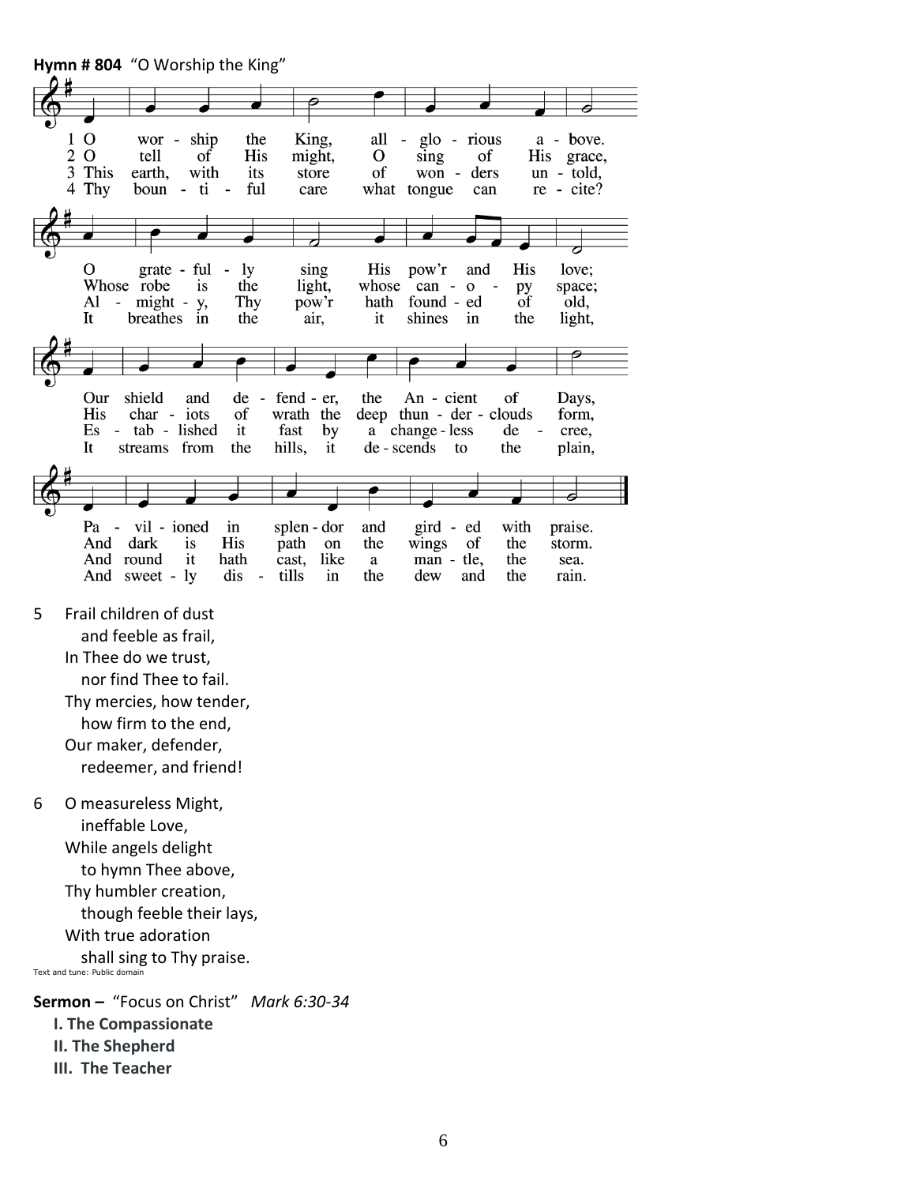**Hymn # 804** "O Worship the King"

1 O worship the King, all-glorious above.
O gratefully sing His pow'r and His love;
Our shield and defender, the Ancient of Days,
Pavilioned in splendor and girded with praise.

2 O tell of His might, O sing of His grace,
Whose robe is the light, whose canopy space;
His chariots of wrath the deep thunderclouds form,
And dark is His path on the wings of the storm.

3 This earth, with its store of wonders untold,
Almighty, Thy pow'r hath founded of old,
Established it fast by a changeless decree,
And round it hath cast, like a mantle, the sea.

4 Thy bountiful care what tongue can recite?
It breathes in the air, it shines in the light,
It streams from the hills, it descends to the plain,
And sweetly distills in the dew and the rain.

5 Frail children of dust
and feeble as frail,
In Thee do we trust,
nor find Thee to fail.
Thy mercies, how tender,
how firm to the end,
Our maker, defender,
redeemer, and friend!

6 O measureless Might,
ineffable Love,
While angels delight
to hymn Thee above,
Thy humbler creation,
though feeble their lays,
With true adoration
shall sing to Thy praise.

Text and tune: Public domain

**Sermon –** "Focus on Christ" *Mark 6:30-34*

**I. The Compassionate**
**II. The Shepherd**
**III. The Teacher**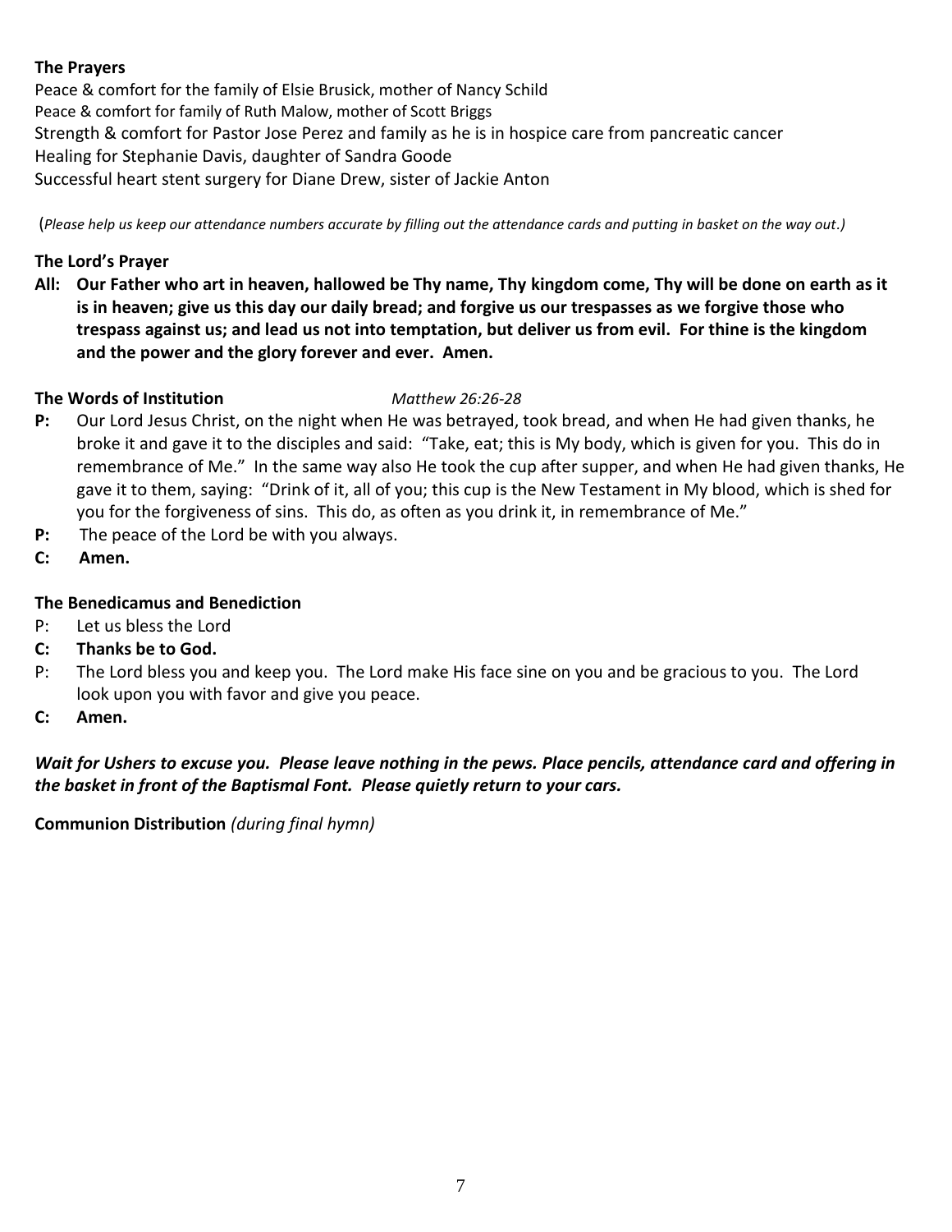**The Prayers**

Peace & comfort for the family of Elsie Brusick, mother of Nancy Schild
Peace & comfort for family of Ruth Malow, mother of Scott Briggs
Strength & comfort for Pastor Jose Perez and family as he is in hospice care from pancreatic cancer
Healing for Stephanie Davis, daughter of Sandra Goode
Successful heart stent surgery for Diane Drew, sister of Jackie Anton

(*Please help us keep our attendance numbers accurate by filling out the attendance cards and putting in basket on the way out.*)

**The Lord's Prayer**

**All: Our Father who art in heaven, hallowed be Thy name, Thy kingdom come, Thy will be done on earth as it is in heaven; give us this day our daily bread; and forgive us our trespasses as we forgive those who trespass against us; and lead us not into temptation, but deliver us from evil. For thine is the kingdom and the power and the glory forever and ever. Amen.**

**The Words of Institution** *Matthew 26:26-28*

**P:** Our Lord Jesus Christ, on the night when He was betrayed, took bread, and when He had given thanks, he broke it and gave it to the disciples and said: "Take, eat; this is My body, which is given for you. This do in remembrance of Me." In the same way also He took the cup after supper, and when He had given thanks, He gave it to them, saying: "Drink of it, all of you; this cup is the New Testament in My blood, which is shed for you for the forgiveness of sins. This do, as often as you drink it, in remembrance of Me."

**P:** The peace of the Lord be with you always.

**C: Amen.**

**The Benedicamus and Benediction**

P: Let us bless the Lord

**C: Thanks be to God.**

P: The Lord bless you and keep you. The Lord make His face sine on you and be gracious to you. The Lord look upon you with favor and give you peace.

**C: Amen.**

***Wait for Ushers to excuse you. Please leave nothing in the pews. Place pencils, attendance card and offering in the basket in front of the Baptismal Font. Please quietly return to your cars.***

**Communion Distribution** *(during final hymn)*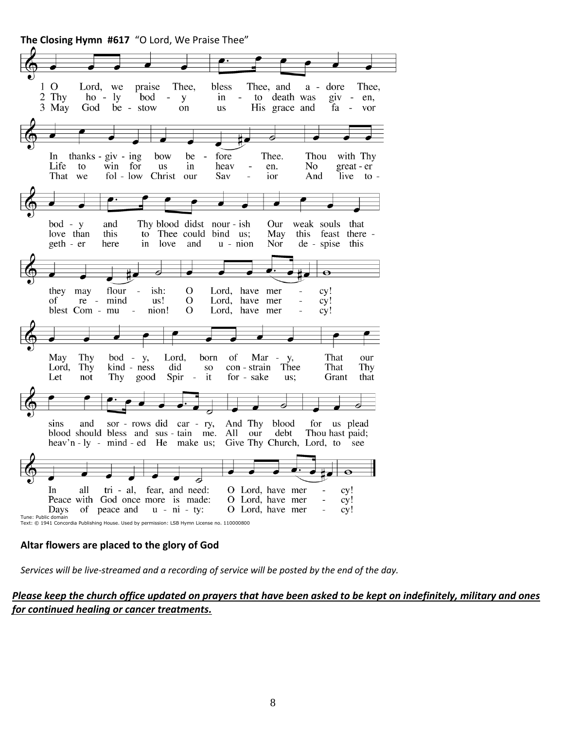**The Closing Hymn #617** "O Lord, We Praise Thee"

1 O Lord, we praise Thee, bless Thee, and adore Thee,
In thanksgiving bow before Thee.
Thou with Thy body and Thy blood didst nourish
Our weak souls that they may flourish:
O Lord, have mercy!
May Thy body, Lord, born of Mary,
That our sins and sorrows did carry,
And Thy blood for us plead
In all trial, fear, and need:
O Lord, have mercy!

2 Thy holy body into death was given,
Life to win for us in heaven.
No greater love than this to Thee could bind us;
May this feast thereof remind us!
O Lord, have mercy!
Lord, Thy kindness did so constrain Thee
That Thy blood should bless and sustain me.
All our debt Thou hast paid;
Peace with God once more is made:
O Lord, have mercy!

3 May God bestow on us His grace and favor
That we follow Christ our Savior
And live together here in love and union
Nor despise this blest Communion!
O Lord, have mercy!
Let not Thy good Spirit forsake us;
Grant that heav'nly-minded He make us;
Give Thy Church, Lord, to see
Days of peace and unity:
O Lord, have mercy!

Tune: Public domain
Text: © 1941 Concordia Publishing House. Used by permission: LSB Hymn License no. 110000800

**Altar flowers are placed to the glory of God**

*Services will be live-streamed and a recording of service will be posted by the end of the day.*

***Please keep the church office updated on prayers that have been asked to be kept on indefinitely, military and ones for continued healing or cancer treatments.***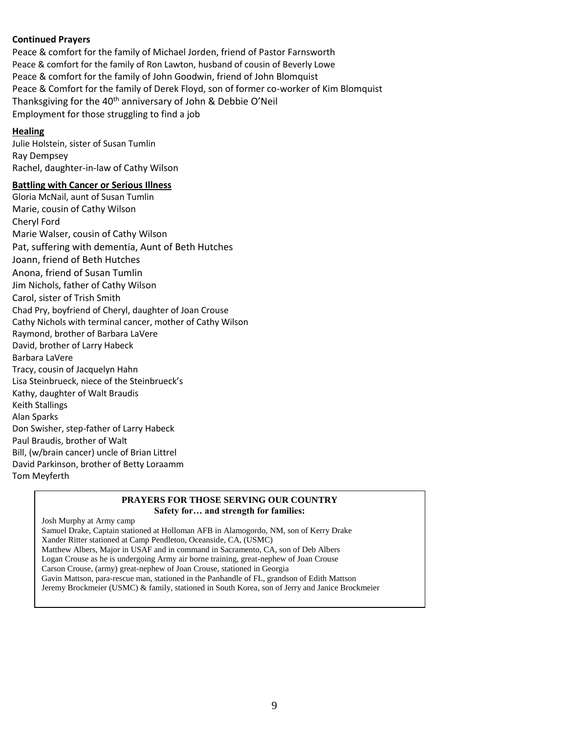**Continued Prayers**

Peace & comfort for the family of Michael Jorden, friend of Pastor Farnsworth
Peace & comfort for the family of Ron Lawton, husband of cousin of Beverly Lowe
Peace & comfort for the family of John Goodwin, friend of John Blomquist
Peace & Comfort for the family of Derek Floyd, son of former co-worker of Kim Blomquist
Thanksgiving for the 40th anniversary of John & Debbie O'Neil
Employment for those struggling to find a job

**Healing**

Julie Holstein, sister of Susan Tumlin
Ray Dempsey
Rachel, daughter-in-law of Cathy Wilson

**Battling with Cancer or Serious Illness**

Gloria McNail, aunt of Susan Tumlin
Marie, cousin of Cathy Wilson
Cheryl Ford
Marie Walser, cousin of Cathy Wilson
Pat, suffering with dementia, Aunt of Beth Hutches
Joann, friend of Beth Hutches
Anona, friend of Susan Tumlin
Jim Nichols, father of Cathy Wilson
Carol, sister of Trish Smith
Chad Pry, boyfriend of Cheryl, daughter of Joan Crouse
Cathy Nichols with terminal cancer, mother of Cathy Wilson
Raymond, brother of Barbara LaVere
David, brother of Larry Habeck
Barbara LaVere
Tracy, cousin of Jacquelyn Hahn
Lisa Steinbrueck, niece of the Steinbrueck's
Kathy, daughter of Walt Braudis
Keith Stallings
Alan Sparks
Don Swisher, step-father of Larry Habeck
Paul Braudis, brother of Walt
Bill, (w/brain cancer) uncle of Brian Littrel
David Parkinson, brother of Betty Loraamm
Tom Meyferth

**PRAYERS FOR THOSE SERVING OUR COUNTRY**
**Safety for… and strength for families:**

Josh Murphy at Army camp
Samuel Drake, Captain stationed at Holloman AFB in Alamogordo, NM, son of Kerry Drake
Xander Ritter stationed at Camp Pendleton, Oceanside, CA, (USMC)
Matthew Albers, Major in USAF and in command in Sacramento, CA, son of Deb Albers
Logan Crouse as he is undergoing Army air borne training, great-nephew of Joan Crouse
Carson Crouse, (army) great-nephew of Joan Crouse, stationed in Georgia
Gavin Mattson, para-rescue man, stationed in the Panhandle of FL, grandson of Edith Mattson
Jeremy Brockmeier (USMC) & family, stationed in South Korea, son of Jerry and Janice Brockmeier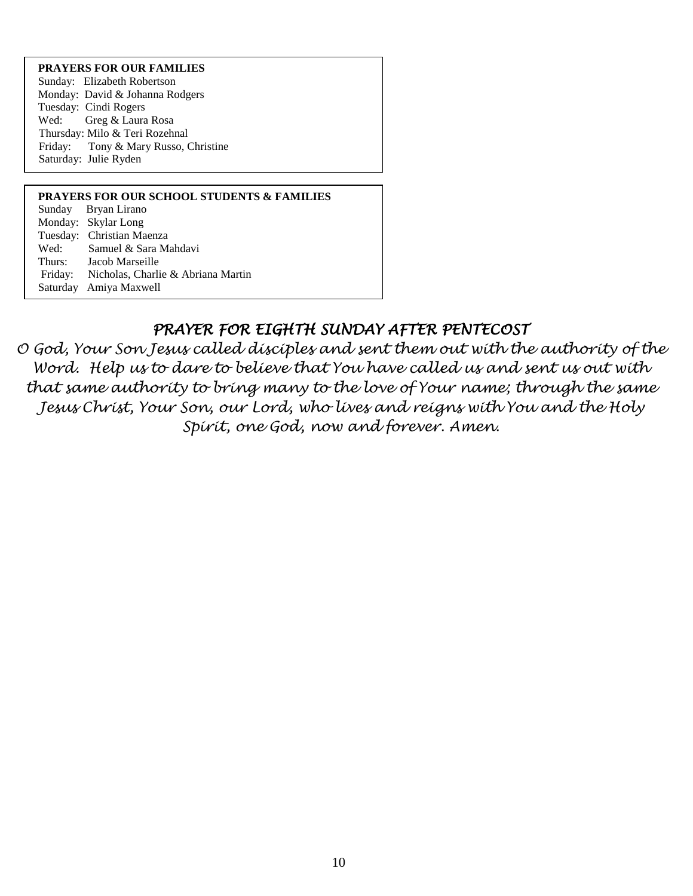**PRAYERS FOR OUR FAMILIES**

Sunday: Elizabeth Robertson
Monday: David & Johanna Rodgers
Tuesday: Cindi Rogers
Wed: Greg & Laura Rosa
Thursday: Milo & Teri Rozehnal
Friday: Tony & Mary Russo, Christine
Saturday: Julie Ryden

**PRAYERS FOR OUR SCHOOL STUDENTS & FAMILIES**

Sunday Bryan Lirano
Monday: Skylar Long
Tuesday: Christian Maenza
Wed: Samuel & Sara Mahdavi
Thurs: Jacob Marseille
Friday: Nicholas, Charlie & Abriana Martin
Saturday Amiya Maxwell

## *PRAYER FOR EIGHTH SUNDAY AFTER PENTECOST*

*O God, Your Son Jesus called disciples and sent them out with the authority of the Word. Help us to dare to believe that You have called us and sent us out with that same authority to bring many to the love of Your name; through the same Jesus Christ, Your Son, our Lord, who lives and reigns with You and the Holy Spirit, one God, now and forever. Amen.*